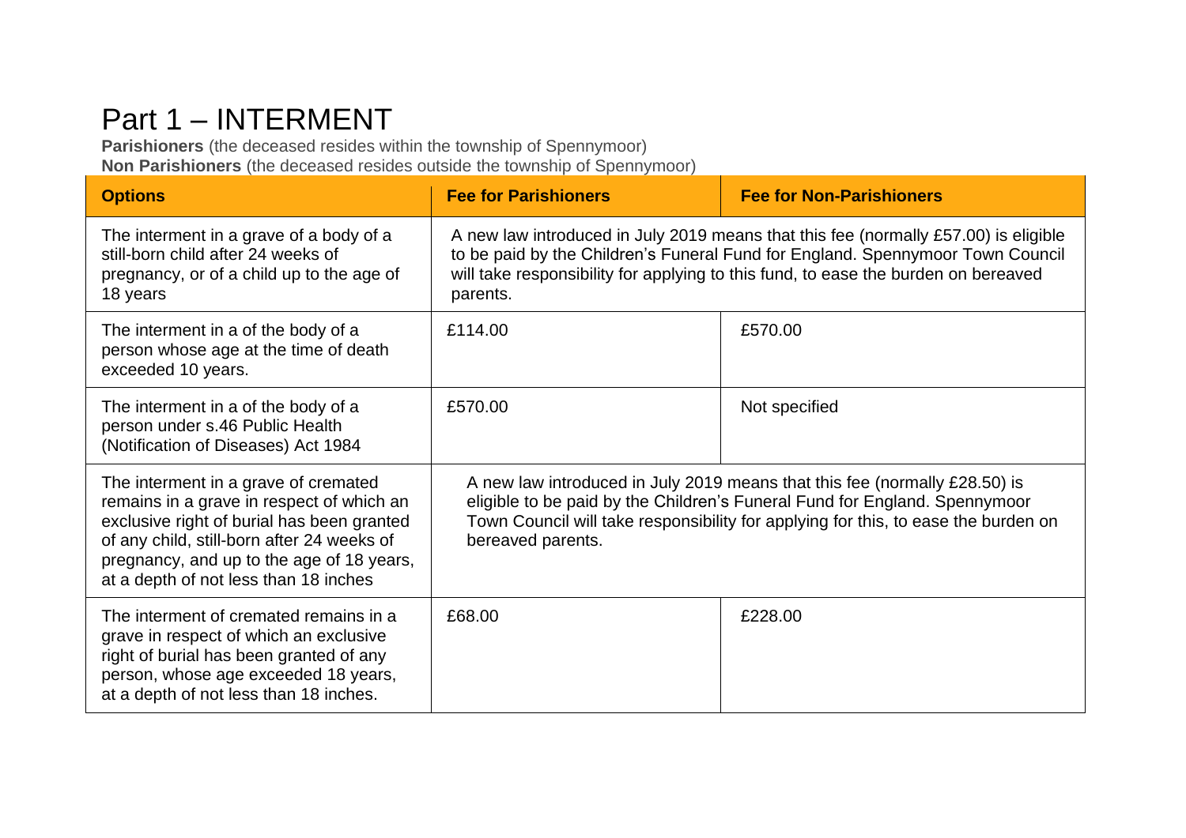# Part 1 – INTERMENT

**Parishioners** (the deceased resides within the township of Spennymoor)
**Non Parishioners** (the deceased resides outside the township of Spennymoor)

| Options | Fee for Parishioners | Fee for Non-Parishioners |
| --- | --- | --- |
| The interment in a grave of a body of a still-born child after 24 weeks of pregnancy, or of a child up to the age of 18 years | A new law introduced in July 2019 means that this fee (normally £57.00) is eligible to be paid by the Children's Funeral Fund for England. Spennymoor Town Council will take responsibility for applying to this fund, to ease the burden on bereaved parents. | |
| The interment in a of the body of a person whose age at the time of death exceeded 10 years. | £114.00 | £570.00 |
| The interment in a of the body of a person under s.46 Public Health (Notification of Diseases) Act 1984 | £570.00 | Not specified |
| The interment in a grave of cremated remains in a grave in respect of which an exclusive right of burial has been granted of any child, still-born after 24 weeks of pregnancy, and up to the age of 18 years, at a depth of not less than 18 inches | A new law introduced in July 2019 means that this fee (normally £28.50) is eligible to be paid by the Children's Funeral Fund for England. Spennymoor Town Council will take responsibility for applying for this, to ease the burden on bereaved parents. | |
| The interment of cremated remains in a grave in respect of which an exclusive right of burial has been granted of any person, whose age exceeded 18 years, at a depth of not less than 18 inches. | £68.00 | £228.00 |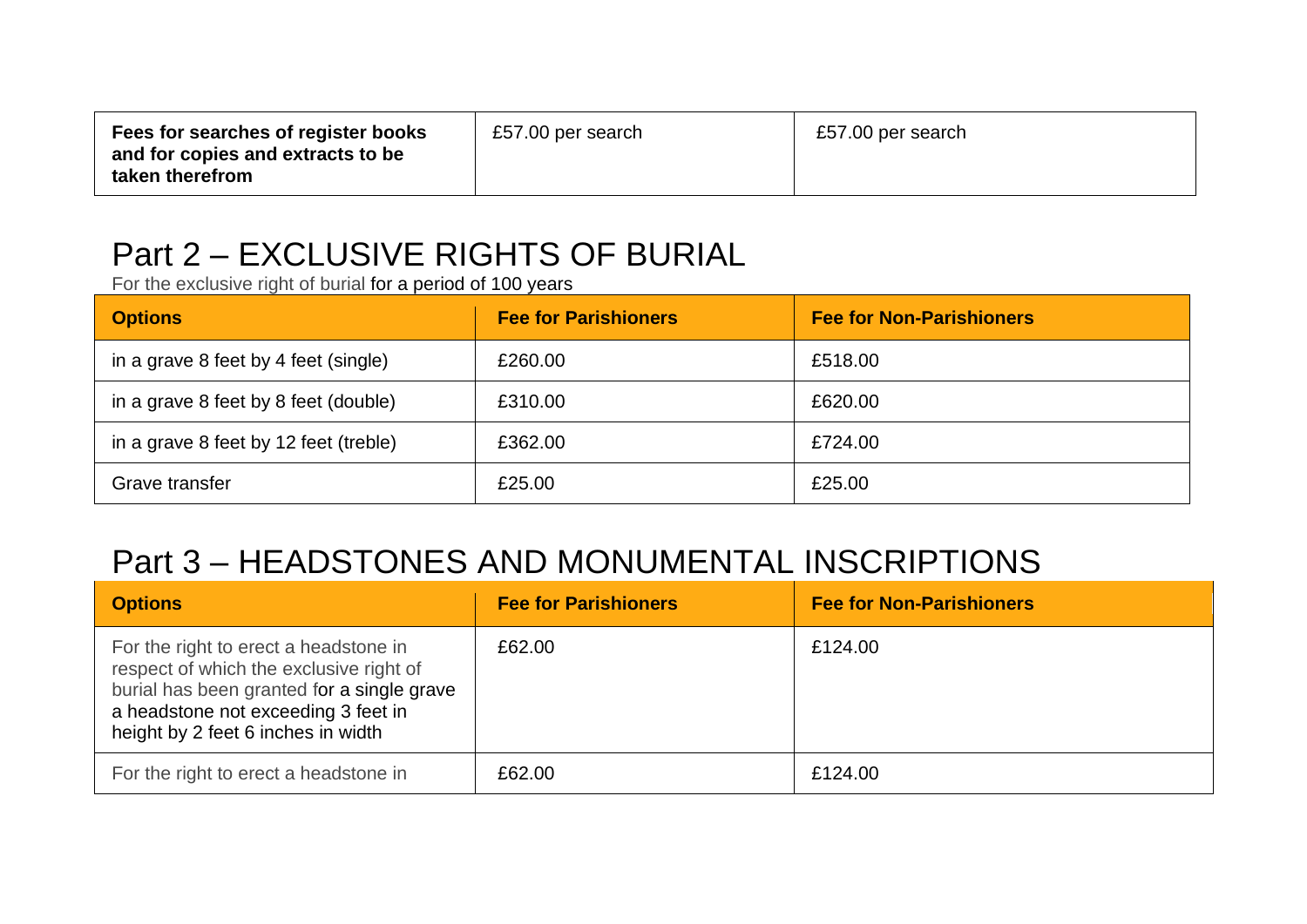| **Fees for searches of register books and for copies and extracts to be taken therefrom** | £57.00 per search | £57.00 per search |
| --- | --- | --- |

## Part 2 – EXCLUSIVE RIGHTS OF BURIAL

For the exclusive right of burial for a period of 100 years

| Options | Fee for Parishioners | Fee for Non-Parishioners |
| --- | --- | --- |
| in a grave 8 feet by 4 feet (single) | £260.00 | £518.00 |
| in a grave 8 feet by 8 feet (double) | £310.00 | £620.00 |
| in a grave 8 feet by 12 feet (treble) | £362.00 | £724.00 |
| Grave transfer | £25.00 | £25.00 |

## Part 3 – HEADSTONES AND MONUMENTAL INSCRIPTIONS

| Options | Fee for Parishioners | Fee for Non-Parishioners |
| --- | --- | --- |
| For the right to erect a headstone in respect of which the exclusive right of burial has been granted for a single grave a headstone not exceeding 3 feet in height by 2 feet 6 inches in width | £62.00 | £124.00 |
| For the right to erect a headstone in | £62.00 | £124.00 |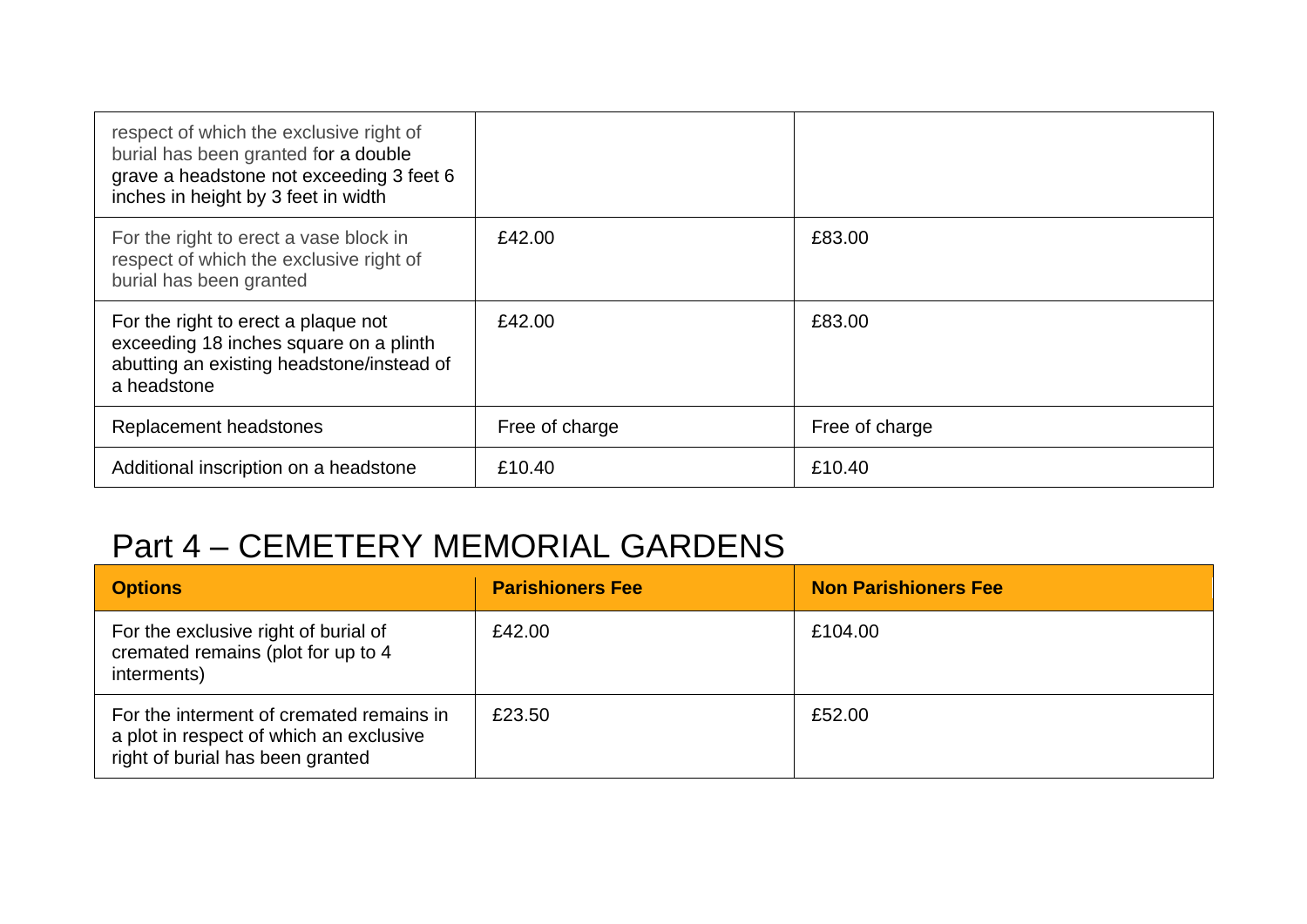| | | |
|---|---|---|
| respect of which the exclusive right of burial has been granted for a double grave a headstone not exceeding 3 feet 6 inches in height by 3 feet in width | | |
| For the right to erect a vase block in respect of which the exclusive right of burial has been granted | £42.00 | £83.00 |
| For the right to erect a plaque not exceeding 18 inches square on a plinth abutting an existing headstone/instead of a headstone | £42.00 | £83.00 |
| Replacement headstones | Free of charge | Free of charge |
| Additional inscription on a headstone | £10.40 | £10.40 |

## Part 4 – CEMETERY MEMORIAL GARDENS

| **Options** | **Parishioners Fee** | **Non Parishioners Fee** |
|---|---|---|
| For the exclusive right of burial of cremated remains (plot for up to 4 interments) | £42.00 | £104.00 |
| For the interment of cremated remains in a plot in respect of which an exclusive right of burial has been granted | £23.50 | £52.00 |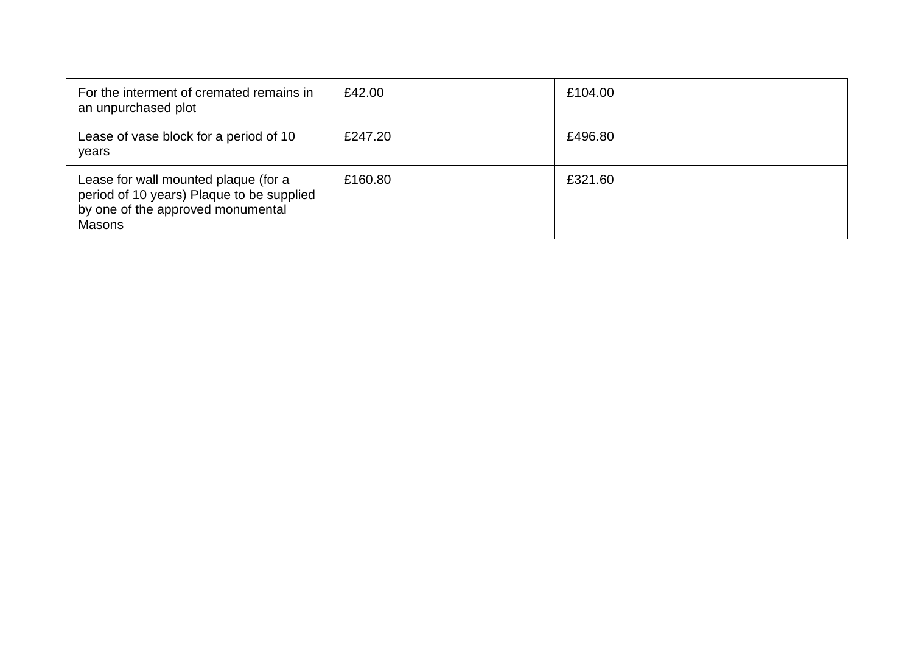| | | |
|---|---|---|
| For the interment of cremated remains in an unpurchased plot | £42.00 | £104.00 |
| Lease of vase block for a period of 10 years | £247.20 | £496.80 |
| Lease for wall mounted plaque (for a period of 10 years) Plaque to be supplied by one of the approved monumental Masons | £160.80 | £321.60 |